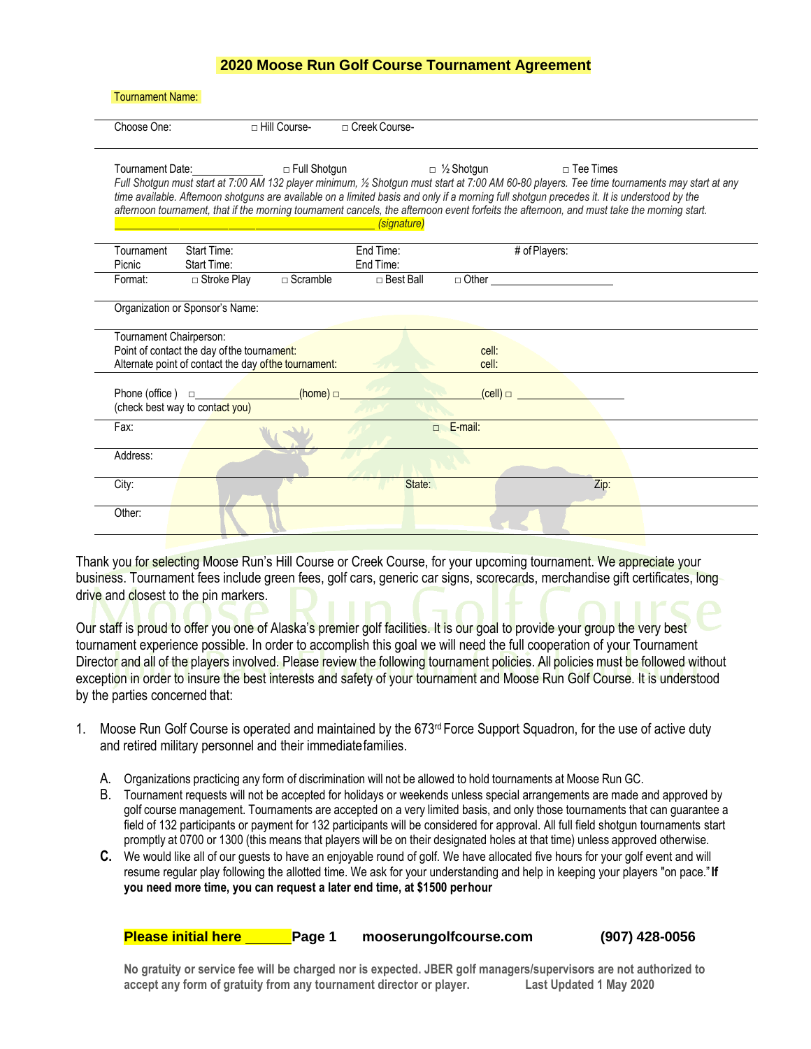# 2020 Moose Run Golf Course Tournament Agreement

Tournament Name:

Choose One: □ Hill Course- □ Creek Course-

Tournament Date:____________ □ Full Shotgun □ ½ Shotgun □ Tee Times

*Full Shotgun must start at 7:00 AM 132 player minimum, ½ Shotgun must start at 7:00 AM 60-80 players. Tee time tournaments may start at any time available. Afternoon shotguns are available on a limited basis and only if a morning full shotgun precedes it. It is understood by the afternoon tournament, that if the morning tournament cancels, the afternoon event forfeits the afternoon, and must take the morning start.*

_________________________________________ *(signature)*

| | | | | |
|---|---|---|---|---|
| Tournament | Start Time: | End Time: | # of Players: | |
| Picnic | Start Time: | End Time: | | |
| Format: | □ Stroke Play | □ Scramble | □ Best Ball | □ Other ____________________ |

Organization or Sponsor's Name:

Tournament Chairperson:
Point of contact the day of the tournament: cell:
Alternate point of contact the day of the tournament: cell:

Phone (office ) □_______________(home) □_______________________(cell) □ ___________________
(check best way to contact you)

Fax: □ E-mail:

Address:

City: State: Zip:

Other:

Thank you for selecting Moose Run's Hill Course or Creek Course, for your upcoming tournament. We appreciate your business. Tournament fees include green fees, golf cars, generic car signs, scorecards, merchandise gift certificates, long drive and closest to the pin markers.

Our staff is proud to offer you one of Alaska's premier golf facilities. It is our goal to provide your group the very best tournament experience possible. In order to accomplish this goal we will need the full cooperation of your Tournament Director and all of the players involved. Please review the following tournament policies. All policies must be followed without exception in order to insure the best interests and safety of your tournament and Moose Run Golf Course. It is understood by the parties concerned that:

1. Moose Run Golf Course is operated and maintained by the 673rd Force Support Squadron, for the use of active duty and retired military personnel and their immediate families.

   A. Organizations practicing any form of discrimination will not be allowed to hold tournaments at Moose Run GC.
   
   B. Tournament requests will not be accepted for holidays or weekends unless special arrangements are made and approved by golf course management. Tournaments are accepted on a very limited basis, and only those tournaments that can guarantee a field of 132 participants or payment for 132 participants will be considered for approval. All full field shotgun tournaments start promptly at 0700 or 1300 (this means that players will be on their designated holes at that time) unless approved otherwise.
   
   C. We would like all of our guests to have an enjoyable round of golf. We have allocated five hours for your golf event and will resume regular play following the allotted time. We ask for your understanding and help in keeping your players "on pace." **If you need more time, you can request a later end time, at $1500 per hour**

**Please initial here ______ Page 1 mooserungolfcourse.com (907) 428-0056**

**No gratuity or service fee will be charged nor is expected. JBER golf managers/supervisors are not authorized to accept any form of gratuity from any tournament director or player. Last Updated 1 May 2020**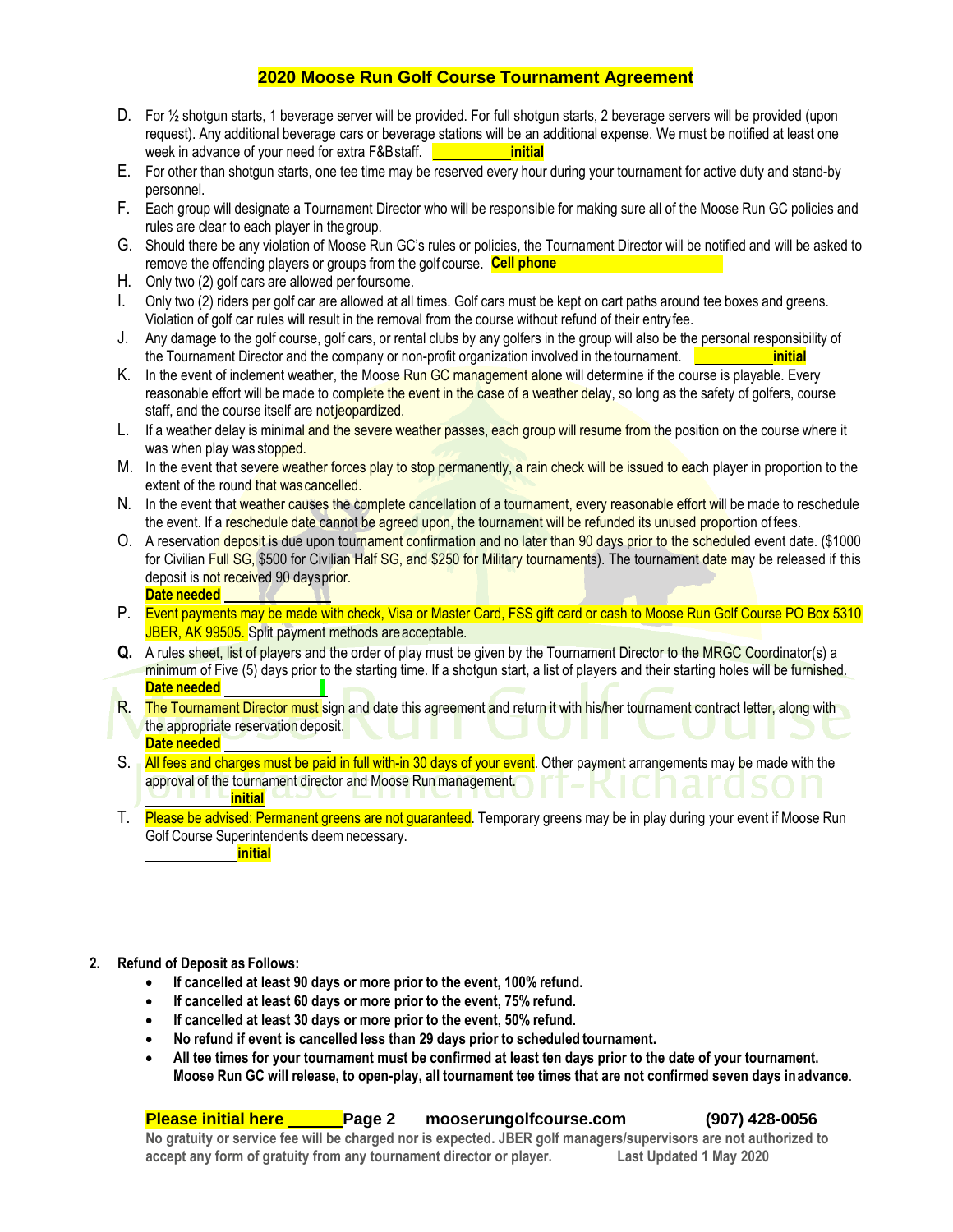## 2020 Moose Run Golf Course Tournament Agreement

D. For ½ shotgun starts, 1 beverage server will be provided. For full shotgun starts, 2 beverage servers will be provided (upon request). Any additional beverage cars or beverage stations will be an additional expense. We must be notified at least one week in advance of your need for extra F&B staff. __________ **initial**

E. For other than shotgun starts, one tee time may be reserved every hour during your tournament for active duty and stand-by personnel.

F. Each group will designate a Tournament Director who will be responsible for making sure all of the Moose Run GC policies and rules are clear to each player in the group.

G. Should there be any violation of Moose Run GC's rules or policies, the Tournament Director will be notified and will be asked to remove the offending players or groups from the golf course. **Cell phone**

H. Only two (2) golf cars are allowed per foursome.

I. Only two (2) riders per golf car are allowed at all times. Golf cars must be kept on cart paths around tee boxes and greens. Violation of golf car rules will result in the removal from the course without refund of their entry fee.

J. Any damage to the golf course, golf cars, or rental clubs by any golfers in the group will also be the personal responsibility of the Tournament Director and the company or non-profit organization involved in the tournament. __________ **initial**

K. In the event of inclement weather, the Moose Run GC management alone will determine if the course is playable. Every reasonable effort will be made to complete the event in the case of a weather delay, so long as the safety of golfers, course staff, and the course itself are not jeopardized.

L. If a weather delay is minimal and the severe weather passes, each group will resume from the position on the course where it was when play was stopped.

M. In the event that severe weather forces play to stop permanently, a rain check will be issued to each player in proportion to the extent of the round that was cancelled.

N. In the event that weather causes the complete cancellation of a tournament, every reasonable effort will be made to reschedule the event. If a reschedule date cannot be agreed upon, the tournament will be refunded its unused proportion of fees.

O. A reservation deposit is due upon tournament confirmation and no later than 90 days prior to the scheduled event date. ($1000 for Civilian Full SG, $500 for Civilian Half SG, and $250 for Military tournaments). The tournament date may be released if this deposit is not received 90 days prior.
**Date needed** __________

P. Event payments may be made with check, Visa or Master Card, FSS gift card or cash to Moose Run Golf Course PO Box 5310 JBER, AK 99505. Split payment methods are acceptable.

**Q.** A rules sheet, list of players and the order of play must be given by the Tournament Director to the MRGC Coordinator(s) a minimum of Five (5) days prior to the starting time. If a shotgun start, a list of players and their starting holes will be furnished.
**Date needed** __________

R. The Tournament Director must sign and date this agreement and return it with his/her tournament contract letter, along with the appropriate reservation deposit.
**Date needed** __________

S. All fees and charges must be paid in full with-in 30 days of your event. Other payment arrangements may be made with the approval of the tournament director and Moose Run management.
__________ **initial**

T. Please be advised: Permanent greens are not guaranteed. Temporary greens may be in play during your event if Moose Run Golf Course Superintendents deem necessary.
__________ **initial**

**2. Refund of Deposit as Follows:**

- **If cancelled at least 90 days or more prior to the event, 100% refund.**
- **If cancelled at least 60 days or more prior to the event, 75% refund.**
- **If cancelled at least 30 days or more prior to the event, 50% refund.**
- **No refund if event is cancelled less than 29 days prior to scheduled tournament.**
- **All tee times for your tournament must be confirmed at least ten days prior to the date of your tournament. Moose Run GC will release, to open-play, all tournament tee times that are not confirmed seven days in advance.**

**Please initial here ______** **mooserungolfcourse.com** **(907) 428-0056**

**No gratuity or service fee will be charged nor is expected. JBER golf managers/supervisors are not authorized to accept any form of gratuity from any tournament director or player.** **Last Updated 1 May 2020**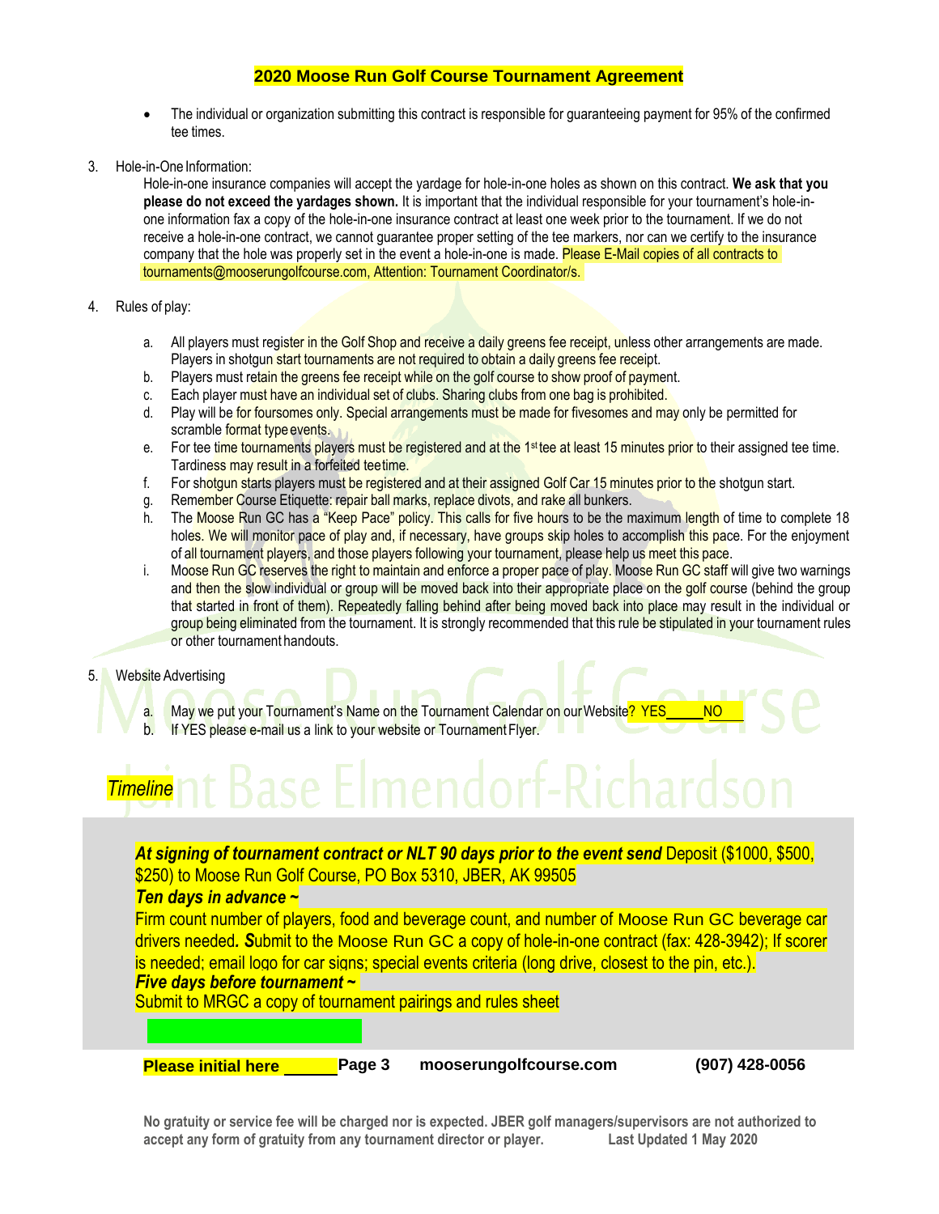# 2020 Moose Run Golf Course Tournament Agreement

- The individual or organization submitting this contract is responsible for guaranteeing payment for 95% of the confirmed tee times.

3. Hole-in-One Information:

   Hole-in-one insurance companies will accept the yardage for hole-in-one holes as shown on this contract. **We ask that you please do not exceed the yardages shown.** It is important that the individual responsible for your tournament's hole-in-one information fax a copy of the hole-in-one insurance contract at least one week prior to the tournament. If we do not receive a hole-in-one contract, we cannot guarantee proper setting of the tee markers, nor can we certify to the insurance company that the hole was properly set in the event a hole-in-one is made. Please E-Mail copies of all contracts to tournaments@mooserungolfcourse.com, Attention: Tournament Coordinator/s.

4. Rules of play:

   a. All players must register in the Golf Shop and receive a daily greens fee receipt, unless other arrangements are made. Players in shotgun start tournaments are not required to obtain a daily greens fee receipt.
   b. Players must retain the greens fee receipt while on the golf course to show proof of payment.
   c. Each player must have an individual set of clubs. Sharing clubs from one bag is prohibited.
   d. Play will be for foursomes only. Special arrangements must be made for fivesomes and may only be permitted for scramble format type events.
   e. For tee time tournaments players must be registered and at the 1st tee at least 15 minutes prior to their assigned tee time. Tardiness may result in a forfeited tee time.
   f. For shotgun starts players must be registered and at their assigned Golf Car 15 minutes prior to the shotgun start.
   g. Remember Course Etiquette: repair ball marks, replace divots, and rake all bunkers.
   h. The Moose Run GC has a "Keep Pace" policy. This calls for five hours to be the maximum length of time to complete 18 holes. We will monitor pace of play and, if necessary, have groups skip holes to accomplish this pace. For the enjoyment of all tournament players, and those players following your tournament, please help us meet this pace.
   i. Moose Run GC reserves the right to maintain and enforce a proper pace of play. Moose Run GC staff will give two warnings and then the slow individual or group will be moved back into their appropriate place on the golf course (behind the group that started in front of them). Repeatedly falling behind after being moved back into place may result in the individual or group being eliminated from the tournament. It is strongly recommended that this rule be stipulated in your tournament rules or other tournament handouts.

5. Website Advertising

   a. May we put your Tournament's Name on the Tournament Calendar on our Website? YES_____ NO____
   b. If YES please e-mail us a link to your website or Tournament Flyer.

## *Timeline*

***At signing of tournament contract or NLT 90 days prior to the event send*** Deposit ($1000, $500, $250) to Moose Run Golf Course, PO Box 5310, JBER, AK 99505

***Ten days in advance ~***

Firm count number of players, food and beverage count, and number of Moose Run GC beverage car drivers needed. ***S***ubmit to the Moose Run GC a copy of hole-in-one contract (fax: 428-3942); If scorer is needed; email logo for car signs; special events criteria (long drive, closest to the pin, etc.).

***Five days before tournament ~***

Submit to MRGC a copy of tournament pairings and rules sheet

**Please initial here ______** **Page 3** **mooserungolfcourse.com** **(907) 428-0056**

**No gratuity or service fee will be charged nor is expected. JBER golf managers/supervisors are not authorized to accept any form of gratuity from any tournament director or player.** **Last Updated 1 May 2020**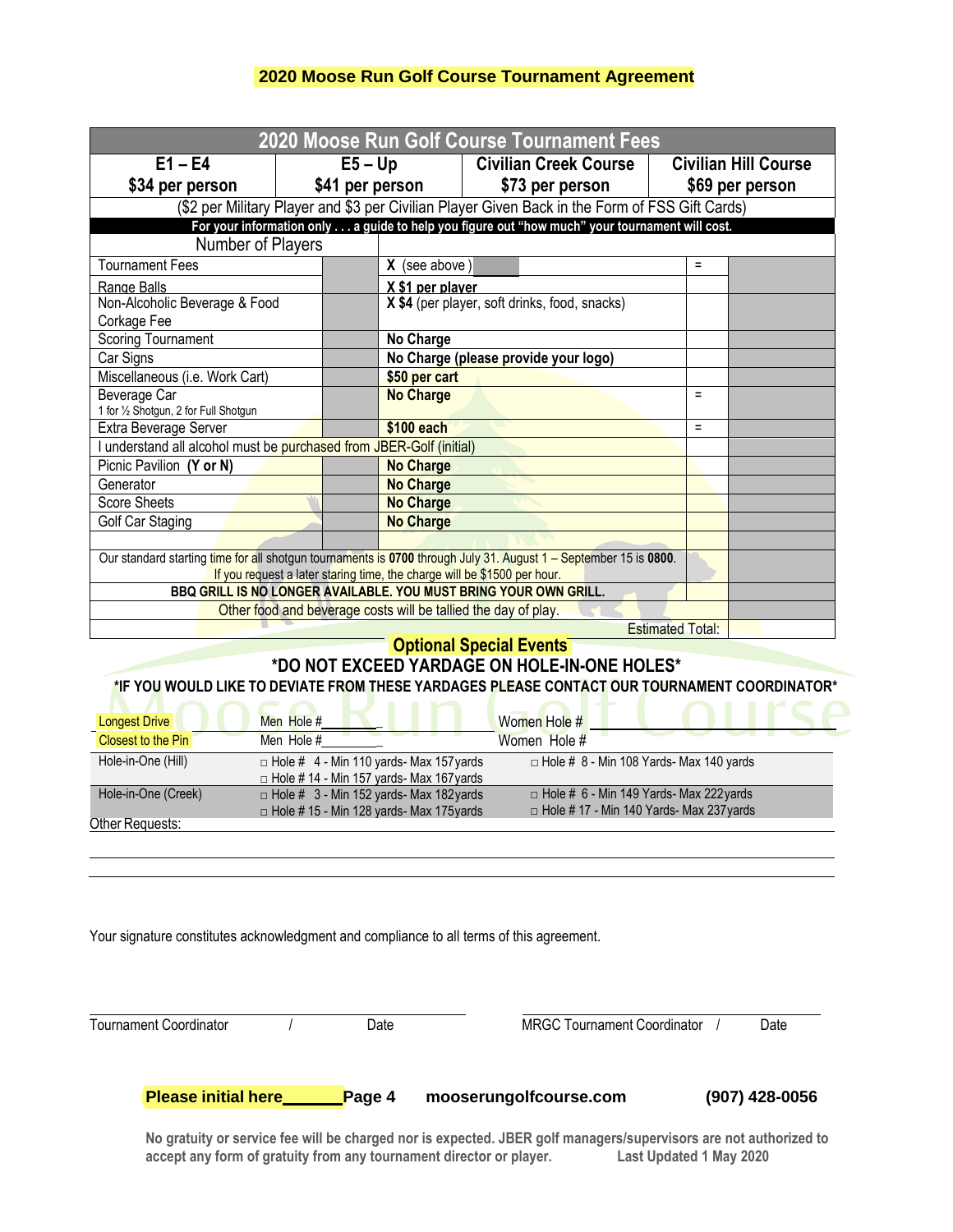# 2020 Moose Run Golf Course Tournament Agreement

| 2020 Moose Run Golf Course Tournament Fees | | | |
|---|---|---|---|
| E1 – E4<br>$34 per person | E5 – Up<br>$41 per person | Civilian Creek Course<br>$73 per person | Civilian Hill Course<br>$69 per person |
| ($2 per Military Player and $3 per Civilian Player Given Back in the Form of FSS Gift Cards) | | | |

**For your information only . . . a guide to help you figure out "how much" your tournament will cost.**

| Number of Players | | | | |
|---|---|---|---|---|
| Tournament Fees | | X (see above) | = | |
| Range Balls | | X $1 per player | | |
| Non-Alcoholic Beverage & Food<br>Corkage Fee | | X $4 (per player, soft drinks, food, snacks) | | |
| Scoring Tournament | | No Charge | | |
| Car Signs | | No Charge (please provide your logo) | | |
| Miscellaneous (i.e. Work Cart) | | $50 per cart | | |
| Beverage Car<br>1 for ½ Shotgun, 2 for Full Shotgun | | No Charge | = | |
| Extra Beverage Server | | $100 each | = | |
| I understand all alcohol must be purchased from JBER-Golf (initial) | | | | |
| Picnic Pavilion **(Y or N)** | | No Charge | | |
| Generator | | No Charge | | |
| Score Sheets | | No Charge | | |
| Golf Car Staging | | No Charge | | |
| | | | | |
| Our standard starting time for all shotgun tournaments is **0700** through July 31. August 1 – September 15 is **0800**. If you request a later staring time, the charge will be $1500 per hour. | | | | |
| **BBQ GRILL IS NO LONGER AVAILABLE. YOU MUST BRING YOUR OWN GRILL.** | | | | |
| Other food and beverage costs will be tallied the day of play. | | | | |
| | | | Estimated Total: | |

## Optional Special Events

**\*DO NOT EXCEED YARDAGE ON HOLE-IN-ONE HOLES\***

**\*IF YOU WOULD LIKE TO DEVIATE FROM THESE YARDAGES PLEASE CONTACT OUR TOURNAMENT COORDINATOR\***

| | | |
|---|---|---|
| Longest Drive | Men Hole #________ | Women Hole #________ |
| Closest to the Pin | Men Hole #________ | Women Hole # |
| Hole-in-One (Hill) | □ Hole # 4 - Min 110 yards- Max 157 yards<br>□ Hole # 14 - Min 157 yards- Max 167 yards | □ Hole # 8 - Min 108 Yards- Max 140 yards |
| Hole-in-One (Creek) | □ Hole # 3 - Min 152 yards- Max 182 yards<br>□ Hole # 15 - Min 128 yards- Max 175 yards | □ Hole # 6 - Min 149 Yards- Max 222 yards<br>□ Hole # 17 - Min 140 Yards- Max 237 yards |

Other Requests: ____________________________________________

____________________________________________

____________________________________________

Your signature constitutes acknowledgment and compliance to all terms of this agreement.

______________________________ Tournament Coordinator / Date

______________________________ MRGC Tournament Coordinator / Date

**Please initial here______**

**mooserungolfcourse.com** **(907) 428-0056**

**No gratuity or service fee will be charged nor is expected. JBER golf managers/supervisors are not authorized to accept any form of gratuity from any tournament director or player.** **Last Updated 1 May 2020**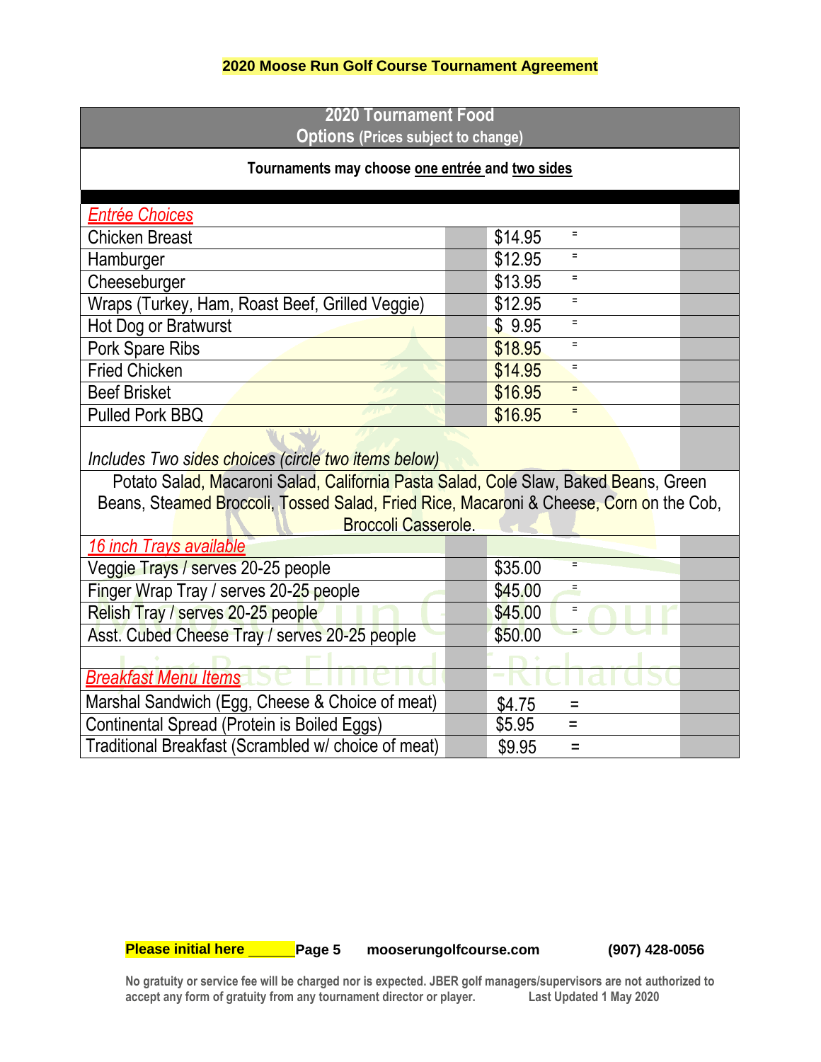# 2020 Moose Run Golf Course Tournament Agreement

| 2020 Tournament Food Options (Prices subject to change) | | | | |
|---|---|---|---|---|
| Tournaments may choose one entrée and two sides | | | | |
| *Entrée Choices* | | | | |
| Chicken Breast | | $14.95 | = | |
| Hamburger | | $12.95 | = | |
| Cheeseburger | | $13.95 | = | |
| Wraps (Turkey, Ham, Roast Beef, Grilled Veggie) | | $12.95 | = | |
| Hot Dog or Bratwurst | | $ 9.95 | = | |
| Pork Spare Ribs | | $18.95 | = | |
| Fried Chicken | | $14.95 | = | |
| Beef Brisket | | $16.95 | = | |
| Pulled Pork BBQ | | $16.95 | = | |
| *Includes Two sides choices (circle two items below)* | | | | |
| Potato Salad, Macaroni Salad, California Pasta Salad, Cole Slaw, Baked Beans, Green Beans, Steamed Broccoli, Tossed Salad, Fried Rice, Macaroni & Cheese, Corn on the Cob, Broccoli Casserole. | | | | |
| *16 inch Trays available* | | | | |
| Veggie Trays / serves 20-25 people | | $35.00 | = | |
| Finger Wrap Tray / serves 20-25 people | | $45.00 | = | |
| Relish Tray / serves 20-25 people | | $45.00 | = | |
| Asst. Cubed Cheese Tray / serves 20-25 people | | $50.00 | = | |
| | | | | |
| *Breakfast Menu Items* | | | | |
| Marshal Sandwich (Egg, Cheese & Choice of meat) | | $4.75 | = | |
| Continental Spread (Protein is Boiled Eggs) | | $5.95 | = | |
| Traditional Breakfast (Scrambled w/ choice of meat) | | $9.95 | = | |

**Please initial here ______**

No gratuity or service fee will be charged nor is expected. JBER golf managers/supervisors are not authorized to accept any form of gratuity from any tournament director or player. Last Updated 1 May 2020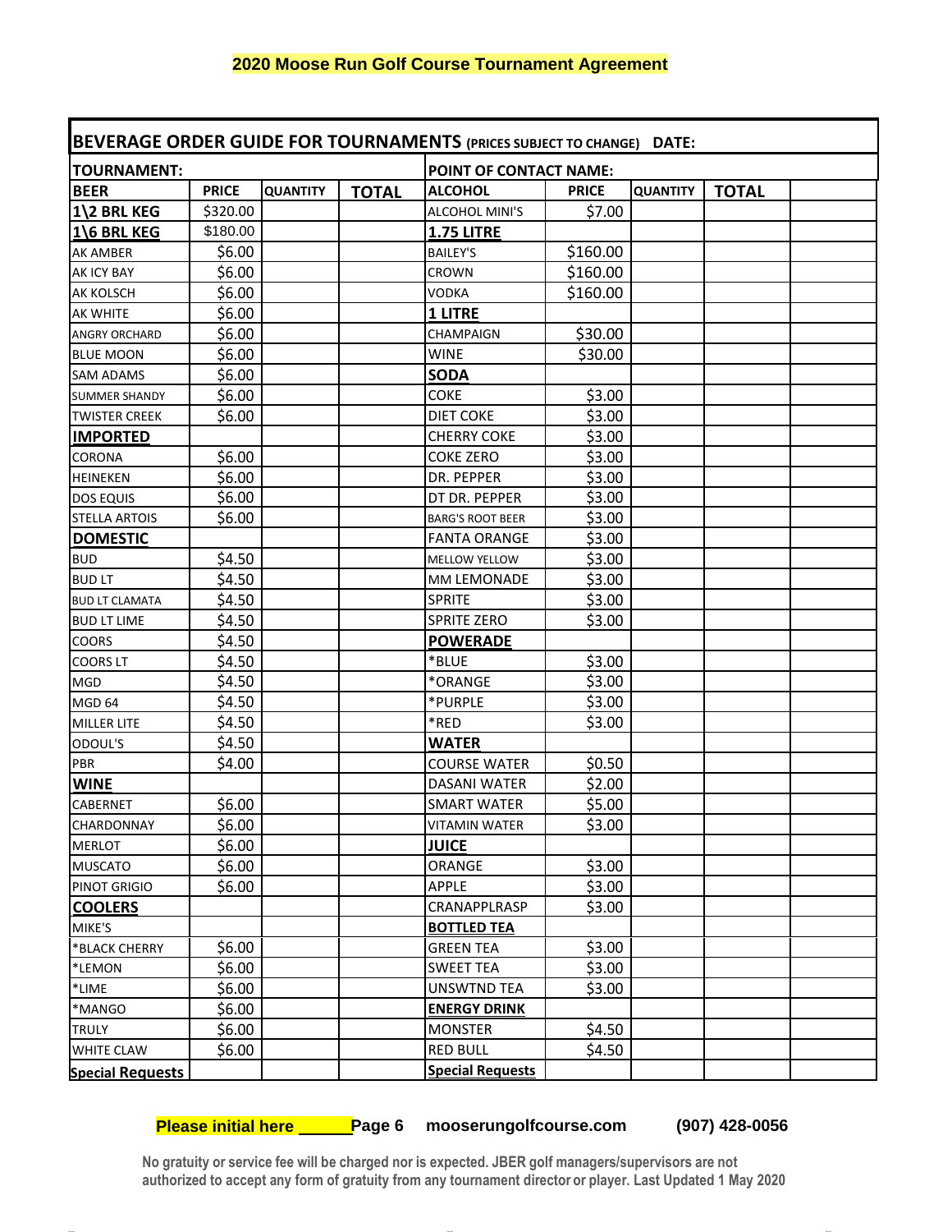## 2020 Moose Run Golf Course Tournament Agreement

**BEVERAGE ORDER GUIDE FOR TOURNAMENTS** (PRICES SUBJECT TO CHANGE) **DATE:**

| TOURNAMENT: | | | | POINT OF CONTACT NAME: | | | | |
|---|---|---|---|---|---|---|---|---|
| **BEER** | **PRICE** | **QUANTITY** | **TOTAL** | **ALCOHOL** | **PRICE** | **QUANTITY** | **TOTAL** | |
| **1\2 BRL KEG** | $320.00 | | | ALCOHOL MINI'S | $7.00 | | | |
| **1\6 BRL KEG** | $180.00 | | | **1.75 LITRE** | | | | |
| AK AMBER | $6.00 | | | BAILEY'S | $160.00 | | | |
| AK ICY BAY | $6.00 | | | CROWN | $160.00 | | | |
| AK KOLSCH | $6.00 | | | VODKA | $160.00 | | | |
| AK WHITE | $6.00 | | | **1 LITRE** | | | | |
| ANGRY ORCHARD | $6.00 | | | CHAMPAIGN | $30.00 | | | |
| BLUE MOON | $6.00 | | | WINE | $30.00 | | | |
| SAM ADAMS | $6.00 | | | **SODA** | | | | |
| SUMMER SHANDY | $6.00 | | | COKE | $3.00 | | | |
| TWISTER CREEK | $6.00 | | | DIET COKE | $3.00 | | | |
| **IMPORTED** | | | | CHERRY COKE | $3.00 | | | |
| CORONA | $6.00 | | | COKE ZERO | $3.00 | | | |
| HEINEKEN | $6.00 | | | DR. PEPPER | $3.00 | | | |
| DOS EQUIS | $6.00 | | | DT DR. PEPPER | $3.00 | | | |
| STELLA ARTOIS | $6.00 | | | BARG'S ROOT BEER | $3.00 | | | |
| **DOMESTIC** | | | | FANTA ORANGE | $3.00 | | | |
| BUD | $4.50 | | | MELLOW YELLOW | $3.00 | | | |
| BUD LT | $4.50 | | | MM LEMONADE | $3.00 | | | |
| BUD LT CLAMATA | $4.50 | | | SPRITE | $3.00 | | | |
| BUD LT LIME | $4.50 | | | SPRITE ZERO | $3.00 | | | |
| COORS | $4.50 | | | **POWERADE** | | | | |
| COORS LT | $4.50 | | | *BLUE | $3.00 | | | |
| MGD | $4.50 | | | *ORANGE | $3.00 | | | |
| MGD 64 | $4.50 | | | *PURPLE | $3.00 | | | |
| MILLER LITE | $4.50 | | | *RED | $3.00 | | | |
| ODOUL'S | $4.50 | | | **WATER** | | | | |
| PBR | $4.00 | | | COURSE WATER | $0.50 | | | |
| **WINE** | | | | DASANI WATER | $2.00 | | | |
| CABERNET | $6.00 | | | SMART WATER | $5.00 | | | |
| CHARDONNAY | $6.00 | | | VITAMIN WATER | $3.00 | | | |
| MERLOT | $6.00 | | | **JUICE** | | | | |
| MUSCATO | $6.00 | | | ORANGE | $3.00 | | | |
| PINOT GRIGIO | $6.00 | | | APPLE | $3.00 | | | |
| **COOLERS** | | | | CRANAPPLRASP | $3.00 | | | |
| MIKE'S | | | | **BOTTLED TEA** | | | | |
| *BLACK CHERRY | $6.00 | | | GREEN TEA | $3.00 | | | |
| *LEMON | $6.00 | | | SWEET TEA | $3.00 | | | |
| *LIME | $6.00 | | | UNSWTND TEA | $3.00 | | | |
| *MANGO | $6.00 | | | **ENERGY DRINK** | | | | |
| TRULY | $6.00 | | | MONSTER | $4.50 | | | |
| WHITE CLAW | $6.00 | | | RED BULL | $4.50 | | | |
| **Special Requests** | | | | **Special Requests** | | | | |

**Please initial here ______** **mooserungolfcourse.com** **(907) 428-0056**

**No gratuity or service fee will be charged nor is expected. JBER golf managers/supervisors are not authorized to accept any form of gratuity from any tournament director or player. Last Updated 1 May 2020**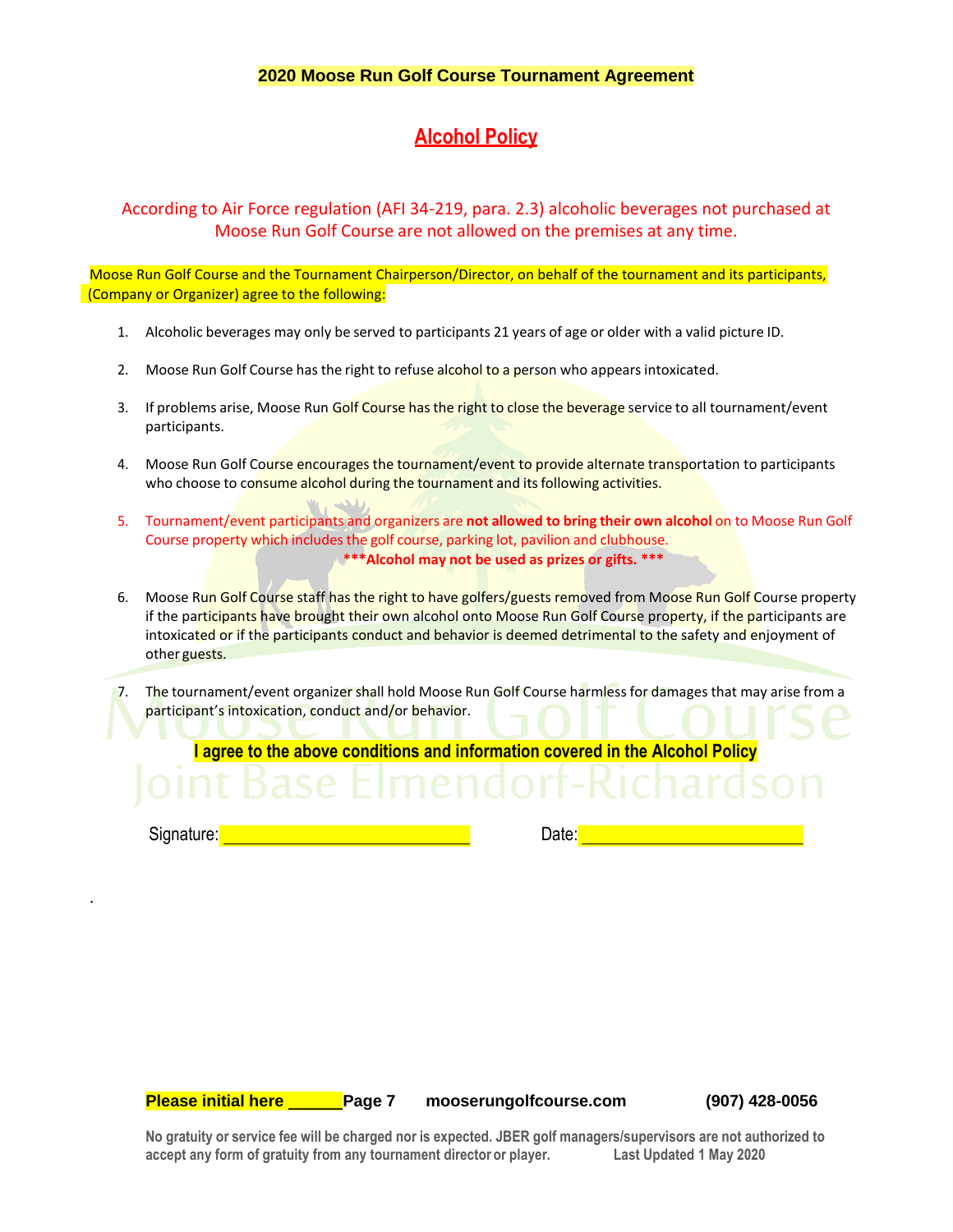**2020 Moose Run Golf Course Tournament Agreement**

## Alcohol Policy

According to Air Force regulation (AFI 34-219, para. 2.3) alcoholic beverages not purchased at Moose Run Golf Course are not allowed on the premises at any time.

Moose Run Golf Course and the Tournament Chairperson/Director, on behalf of the tournament and its participants, (Company or Organizer) agree to the following:

1. Alcoholic beverages may only be served to participants 21 years of age or older with a valid picture ID.
2. Moose Run Golf Course has the right to refuse alcohol to a person who appears intoxicated.
3. If problems arise, Moose Run Golf Course has the right to close the beverage service to all tournament/event participants.
4. Moose Run Golf Course encourages the tournament/event to provide alternate transportation to participants who choose to consume alcohol during the tournament and its following activities.
5. Tournament/event participants and organizers are **not allowed to bring their own alcohol** on to Moose Run Golf Course property which includes the golf course, parking lot, pavilion and clubhouse.
   **\*\*\*Alcohol may not be used as prizes or gifts. \*\*\***
6. Moose Run Golf Course staff has the right to have golfers/guests removed from Moose Run Golf Course property if the participants have brought their own alcohol onto Moose Run Golf Course property, if the participants are intoxicated or if the participants conduct and behavior is deemed detrimental to the safety and enjoyment of other guests.
7. The tournament/event organizer shall hold Moose Run Golf Course harmless for damages that may arise from a participant's intoxication, conduct and/or behavior.

**I agree to the above conditions and information covered in the Alcohol Policy**

Signature: ____________________________ Date: ____________________________

**Please initial here ______** **mooserungolfcourse.com** **(907) 428-0056**

**No gratuity or service fee will be charged nor is expected. JBER golf managers/supervisors are not authorized to accept any form of gratuity from any tournament director or player.** **Last Updated 1 May 2020**